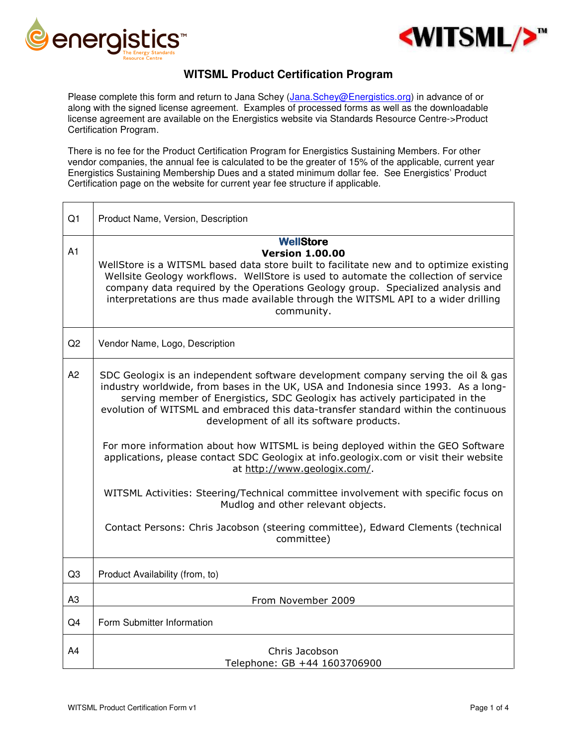# WITSML Product Certification Program

Please complete this form and return to Jana Schey (Jana.Schey@Energistics.org) in advance of or along with the signed license agreement. Examples of processed forms as well as the downloadable license agreement are available on the Energistics website via Standards Resource Centre->Product Certification Program.

There is no fee for the Product Certification Program for Energistics Sustaining Members. For other vendor companies, the annual fee is calculated to be the greater of 15% of the applicable, current year Energistics Sustaining Membership Dues and a stated minimum dollar fee. See Energistics' Product Certification page on the website for current year fee structure if applicable.

| | |
|---|---|
| Q1 | Product Name, Version, Description |
| A1 | **WellStore**<br>**Version 1.00.00**<br>WellStore is a WITSML based data store built to facilitate new and to optimize existing Wellsite Geology workflows. WellStore is used to automate the collection of service company data required by the Operations Geology group. Specialized analysis and interpretations are thus made available through the WITSML API to a wider drilling community. |
| Q2 | Vendor Name, Logo, Description |
| A2 | SDC Geologix is an independent software development company serving the oil & gas industry worldwide, from bases in the UK, USA and Indonesia since 1993. As a long-serving member of Energistics, SDC Geologix has actively participated in the evolution of WITSML and embraced this data-transfer standard within the continuous development of all its software products.<br><br>For more information about how WITSML is being deployed within the GEO Software applications, please contact SDC Geologix at info.geologix.com or visit their website at http://www.geologix.com/.<br><br>WITSML Activities: Steering/Technical committee involvement with specific focus on Mudlog and other relevant objects.<br><br>Contact Persons: Chris Jacobson (steering committee), Edward Clements (technical committee) |
| Q3 | Product Availability (from, to) |
| A3 | From November 2009 |
| Q4 | Form Submitter Information |
| A4 | Chris Jacobson<br>Telephone: GB +44 1603706900 |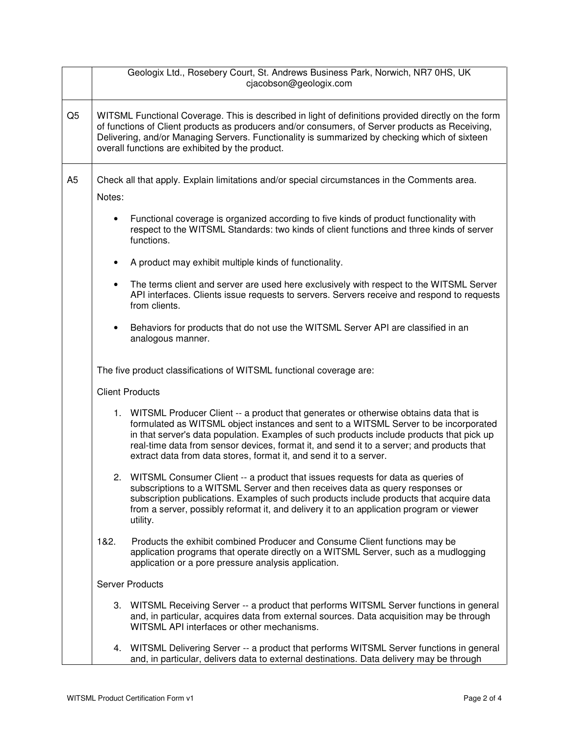| | |
|---|---|
| | Geologix Ltd., Rosebery Court, St. Andrews Business Park, Norwich, NR7 0HS, UK<br>cjacobson@geologix.com |
| Q5 | WITSML Functional Coverage. This is described in light of definitions provided directly on the form of functions of Client products as producers and/or consumers, of Server products as Receiving, Delivering, and/or Managing Servers. Functionality is summarized by checking which of sixteen overall functions are exhibited by the product. |
| A5 | Check all that apply. Explain limitations and/or special circumstances in the Comments area.<br><br>Notes:<br><br>• Functional coverage is organized according to five kinds of product functionality with respect to the WITSML Standards: two kinds of client functions and three kinds of server functions.<br><br>• A product may exhibit multiple kinds of functionality.<br><br>• The terms client and server are used here exclusively with respect to the WITSML Server API interfaces. Clients issue requests to servers. Servers receive and respond to requests from clients.<br><br>• Behaviors for products that do not use the WITSML Server API are classified in an analogous manner.<br><br>The five product classifications of WITSML functional coverage are:<br><br>Client Products<br><br>1. WITSML Producer Client -- a product that generates or otherwise obtains data that is formulated as WITSML object instances and sent to a WITSML Server to be incorporated in that server's data population. Examples of such products include products that pick up real-time data from sensor devices, format it, and send it to a server; and products that extract data from data stores, format it, and send it to a server.<br><br>2. WITSML Consumer Client -- a product that issues requests for data as queries of subscriptions to a WITSML Server and then receives data as query responses or subscription publications. Examples of such products include products that acquire data from a server, possibly reformat it, and delivery it to an application program or viewer utility.<br><br>1&2. Products the exhibit combined Producer and Consume Client functions may be application programs that operate directly on a WITSML Server, such as a mudlogging application or a pore pressure analysis application.<br><br>Server Products<br><br>3. WITSML Receiving Server -- a product that performs WITSML Server functions in general and, in particular, acquires data from external sources. Data acquisition may be through WITSML API interfaces or other mechanisms.<br><br>4. WITSML Delivering Server -- a product that performs WITSML Server functions in general and, in particular, delivers data to external destinations. Data delivery may be through |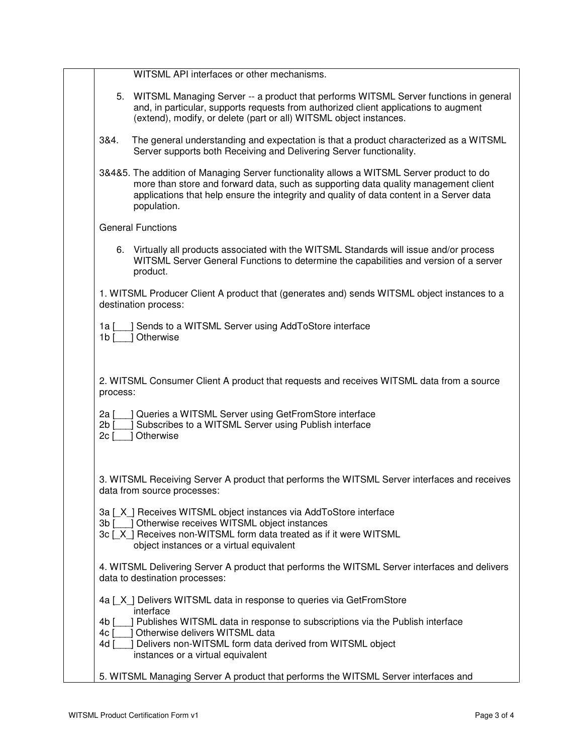WITSML API interfaces or other mechanisms.

5. WITSML Managing Server -- a product that performs WITSML Server functions in general and, in particular, supports requests from authorized client applications to augment (extend), modify, or delete (part or all) WITSML object instances.

3&4. The general understanding and expectation is that a product characterized as a WITSML Server supports both Receiving and Delivering Server functionality.

3&4&5. The addition of Managing Server functionality allows a WITSML Server product to do more than store and forward data, such as supporting data quality management client applications that help ensure the integrity and quality of data content in a Server data population.

General Functions

6. Virtually all products associated with the WITSML Standards will issue and/or process WITSML Server General Functions to determine the capabilities and version of a server product.

1. WITSML Producer Client A product that (generates and) sends WITSML object instances to a destination process:

1a [___] Sends to a WITSML Server using AddToStore interface
1b [___] Otherwise

2. WITSML Consumer Client A product that requests and receives WITSML data from a source process:

2a [___] Queries a WITSML Server using GetFromStore interface
2b [___] Subscribes to a WITSML Server using Publish interface
2c [___] Otherwise

3. WITSML Receiving Server A product that performs the WITSML Server interfaces and receives data from source processes:

3a [_X_] Receives WITSML object instances via AddToStore interface
3b [___] Otherwise receives WITSML object instances
3c [_X_] Receives non-WITSML form data treated as if it were WITSML object instances or a virtual equivalent

4. WITSML Delivering Server A product that performs the WITSML Server interfaces and delivers data to destination processes:

4a [_X_] Delivers WITSML data in response to queries via GetFromStore interface
4b [___] Publishes WITSML data in response to subscriptions via the Publish interface
4c [___] Otherwise delivers WITSML data
4d [___] Delivers non-WITSML form data derived from WITSML object instances or a virtual equivalent

5. WITSML Managing Server A product that performs the WITSML Server interfaces and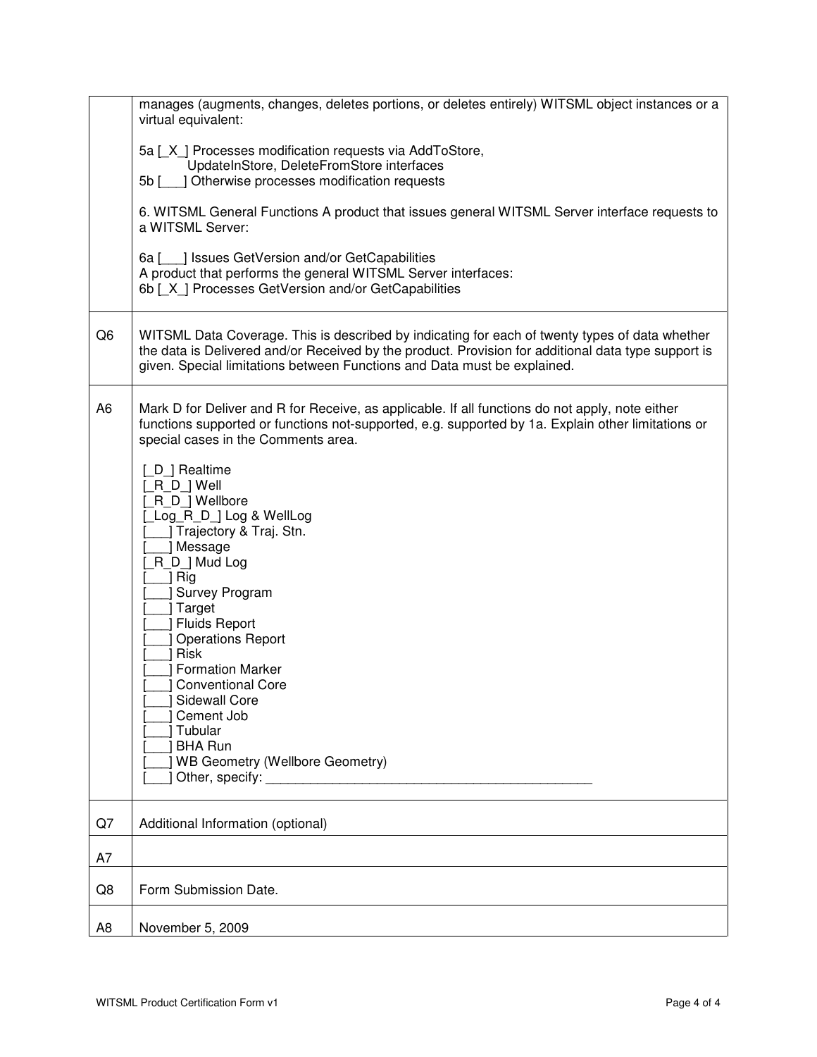| | |
|---|---|
| | manages (augments, changes, deletes portions, or deletes entirely) WITSML object instances or a virtual equivalent:<br><br>5a [_X_] Processes modification requests via AddToStore, UpdateInStore, DeleteFromStore interfaces<br>5b [___] Otherwise processes modification requests<br><br>6. WITSML General Functions A product that issues general WITSML Server interface requests to a WITSML Server:<br><br>6a [___] Issues GetVersion and/or GetCapabilities<br>A product that performs the general WITSML Server interfaces:<br>6b [_X_] Processes GetVersion and/or GetCapabilities |
| Q6 | WITSML Data Coverage. This is described by indicating for each of twenty types of data whether the data is Delivered and/or Received by the product. Provision for additional data type support is given. Special limitations between Functions and Data must be explained. |
| A6 | Mark D for Deliver and R for Receive, as applicable. If all functions do not apply, note either functions supported or functions not-supported, e.g. supported by 1a. Explain other limitations or special cases in the Comments area.<br><br>[_D_] Realtime<br>[_R_D_] Well<br>[_R_D_] Wellbore<br>[_Log_R_D_] Log & WellLog<br>[___] Trajectory & Traj. Stn.<br>[___] Message<br>[_R_D_] Mud Log<br>[___] Rig<br>[___] Survey Program<br>[___] Target<br>[___] Fluids Report<br>[___] Operations Report<br>[___] Risk<br>[___] Formation Marker<br>[___] Conventional Core<br>[___] Sidewall Core<br>[___] Cement Job<br>[___] Tubular<br>[___] BHA Run<br>[___] WB Geometry (Wellbore Geometry)<br>[___] Other, specify: _______________________________________________ |
| Q7 | Additional Information (optional) |
| A7 | |
| Q8 | Form Submission Date. |
| A8 | November 5, 2009 |